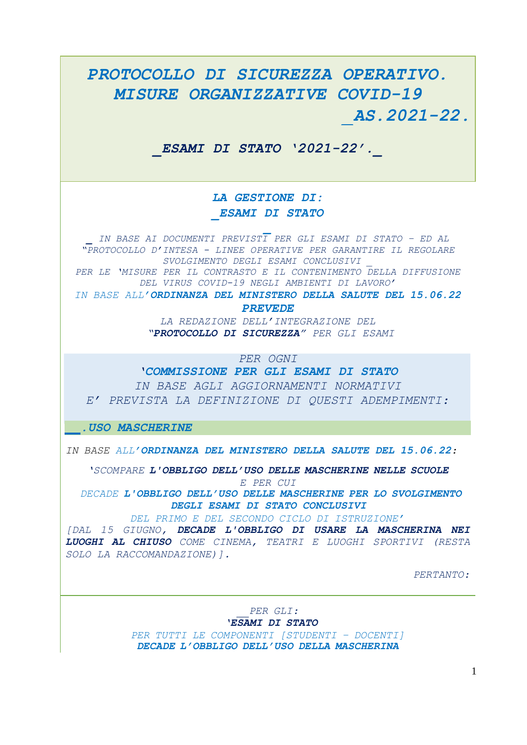# *PROTOCOLLO DI SICUREZZA OPERATIVO. MISURE ORGANIZZATIVE COVID-19 _AS.2021-22.*

## *_ESAMI DI STATO '2021-22'._*

### *LA GESTIONE DI: _ESAMI DI STATO*

*_ IN BASE AI DOCUMENTI PREVISTI PER GLI ESAMI DI STATO - ED AL "PROTOCOLLO D'INTESA - LINEE OPERATIVE PER GARANTIRE IL REGOLARE SVOLGIMENTO DEGLI ESAMI CONCLUSIVI _ PER LE 'MISURE PER IL CONTRASTO E IL CONTENIMENTO DELLA DIFFUSIONE DEL VIRUS COVID-19 NEGLI AMBIENTI DI LAVORO'*

*IN BASE ALL'**ORDINANZA DEL MINISTERO DELLA SALUTE DEL 15.06.22***

***PREVEDE***

*LA REDAZIONE DELL'INTEGRAZIONE DEL "**PROTOCOLLO DI SICUREZZA**" PER GLI ESAMI*

*PER OGNI*

***'COMMISSIONE PER GLI ESAMI DI STATO***

*IN BASE AGLI AGGIORNAMENTI NORMATIVI*

*E' PREVISTA LA DEFINIZIONE DI QUESTI ADEMPIMENTI:*

### *__.USO MASCHERINE*

*IN BASE ALL'**ORDINANZA DEL MINISTERO DELLA SALUTE DEL 15.06.22:***

*'SCOMPARE **L'OBBLIGO DELL'USO DELLE MASCHERINE NELLE SCUOLE***

*E PER CUI*

*DECADE **L'OBBLIGO DELL'USO DELLE MASCHERINE PER LO SVOLGIMENTO DEGLI ESAMI DI STATO CONCLUSIVI***

*DEL PRIMO E DEL SECONDO CICLO DI ISTRUZIONE'*

*[DAL 15 GIUGNO, **DECADE L'OBBLIGO DI USARE LA MASCHERINA NEI LUOGHI AL CHIUSO** COME CINEMA, TEATRI E LUOGHI SPORTIVI (RESTA SOLO LA RACCOMANDAZIONE)].*

*PERTANTO:*

*__PER GLI:*

***'ESAMI DI STATO***

*PER TUTTI LE COMPONENTI [STUDENTI - DOCENTI]*

***DECADE L'OBBLIGO DELL'USO DELLA MASCHERINA***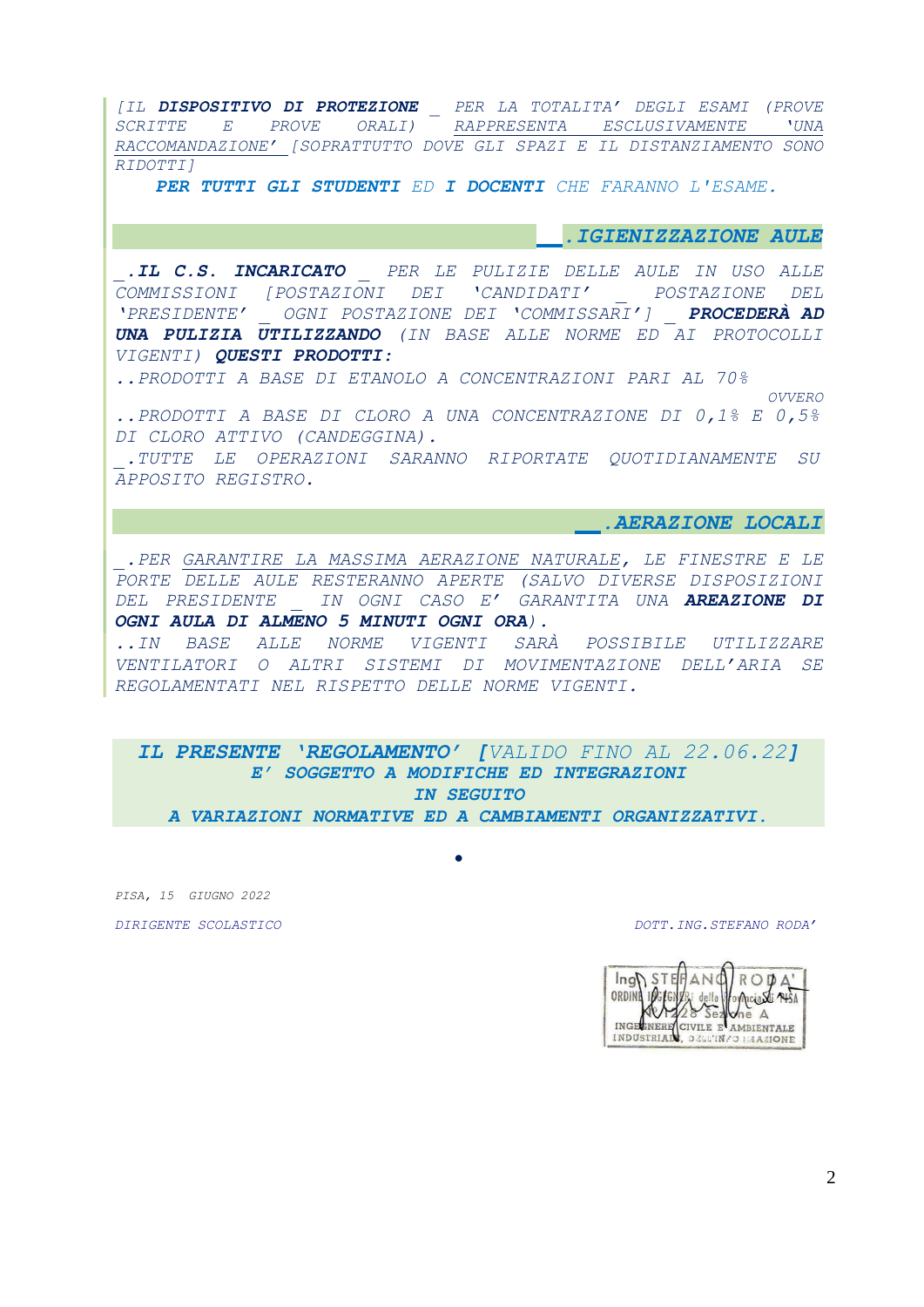*[IL **DISPOSITIVO DI PROTEZIONE** _ PER LA TOTALITA' DEGLI ESAMI (PROVE SCRITTE E PROVE ORALI) RAPPRESENTA ESCLUSIVAMENTE 'UNA RACCOMANDAZIONE' [SOPRATTUTTO DOVE GLI SPAZI E IL DISTANZIAMENTO SONO RIDOTTI]*

***PER TUTTI GLI STUDENTI** ED **I DOCENTI** CHE FARANNO L'ESAME.*

## ___.IGIENIZZAZIONE AULE

*_.**IL C.S. INCARICATO** _ PER LE PULIZIE DELLE AULE IN USO ALLE COMMISSIONI [POSTAZIONI DEI 'CANDIDATI' _ POSTAZIONE DEL 'PRESIDENTE' _ OGNI POSTAZIONE DEI 'COMMISSARI'] _ **PROCEDERÀ AD UNA PULIZIA UTILIZZANDO** (IN BASE ALLE NORME ED AI PROTOCOLLI VIGENTI) **QUESTI PRODOTTI:***

*..PRODOTTI A BASE DI ETANOLO A CONCENTRAZIONI PARI AL 70%*

*OVVERO*

*..PRODOTTI A BASE DI CLORO A UNA CONCENTRAZIONE DI 0,1% E 0,5% DI CLORO ATTIVO (CANDEGGINA).*

*_.TUTTE LE OPERAZIONI SARANNO RIPORTATE QUOTIDIANAMENTE SU APPOSITO REGISTRO.*

## ___.AERAZIONE LOCALI

*_.PER GARANTIRE LA MASSIMA AERAZIONE NATURALE, LE FINESTRE E LE PORTE DELLE AULE RESTERANNO APERTE (SALVO DIVERSE DISPOSIZIONI DEL PRESIDENTE _ IN OGNI CASO E' GARANTITA UNA **AREAZIONE DI OGNI AULA DI ALMENO 5 MINUTI OGNI ORA**).*

*..IN BASE ALLE NORME VIGENTI SARÀ POSSIBILE UTILIZZARE VENTILATORI O ALTRI SISTEMI DI MOVIMENTAZIONE DELL'ARIA SE REGOLAMENTATI NEL RISPETTO DELLE NORME VIGENTI.*

***IL PRESENTE 'REGOLAMENTO' [**VALIDO FINO AL 22.06.22**]***
***E' SOGGETTO A MODIFICHE ED INTEGRAZIONI***
***IN SEGUITO***
***A VARIAZIONI NORMATIVE ED A CAMBIAMENTI ORGANIZZATIVI.***

•

*PISA, 15 GIUGNO 2022*

*DIRIGENTE SCOLASTICO* — *DOTT.ING.STEFANO RODA'*

Ing. STEFANO RODA'
ORDINE INGEGNERI della Provincia di PISA
N. 1228 Sezione A
INGEGNERE CIVILE E AMBIENTALE
INDUSTRIALE, DELL'INFORMAZIONE